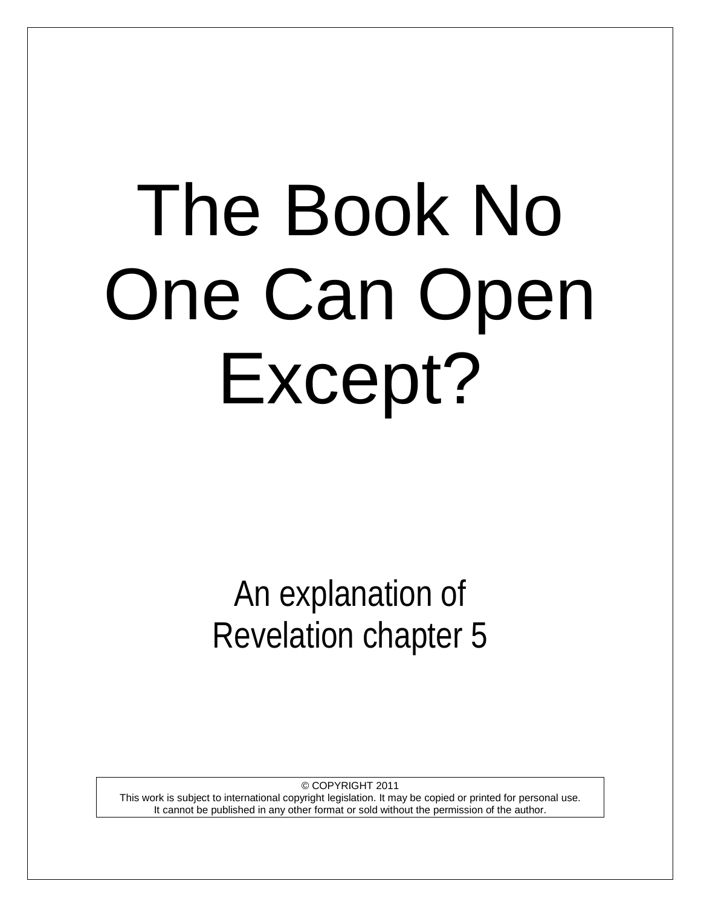# The Book No One Can Open Except?

An explanation of
Revelation chapter 5

© COPYRIGHT 2011
This work is subject to international copyright legislation. It may be copied or printed for personal use.
It cannot be published in any other format or sold without the permission of the author.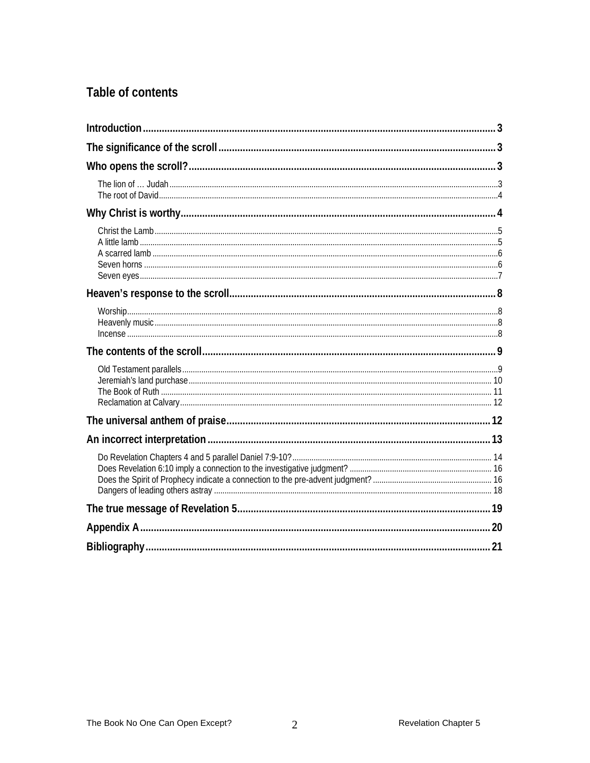## Table of contents

**Introduction** .................................................. 3

**The significance of the scroll** .................................................. 3

**Who opens the scroll?** .................................................. 3

- The lion of … Judah .................................................. 3
- The root of David .................................................. 4

**Why Christ is worthy** .................................................. 4

- Christ the Lamb .................................................. 5
- A little lamb .................................................. 5
- A scarred lamb .................................................. 6
- Seven horns .................................................. 6
- Seven eyes .................................................. 7

**Heaven's response to the scroll** .................................................. 8

- Worship .................................................. 8
- Heavenly music .................................................. 8
- Incense .................................................. 8

**The contents of the scroll** .................................................. 9

- Old Testament parallels .................................................. 9
- Jeremiah's land purchase .................................................. 10
- The Book of Ruth .................................................. 11
- Reclamation at Calvary .................................................. 12

**The universal anthem of praise** .................................................. 12

**An incorrect interpretation** .................................................. 13

- Do Revelation Chapters 4 and 5 parallel Daniel 7:9-10? .................................................. 14
- Does Revelation 6:10 imply a connection to the investigative judgment? .................................................. 16
- Does the Spirit of Prophecy indicate a connection to the pre-advent judgment? .................................................. 16
- Dangers of leading others astray .................................................. 18

**The true message of Revelation 5** .................................................. 19

**Appendix A** .................................................. 20

**Bibliography** .................................................. 21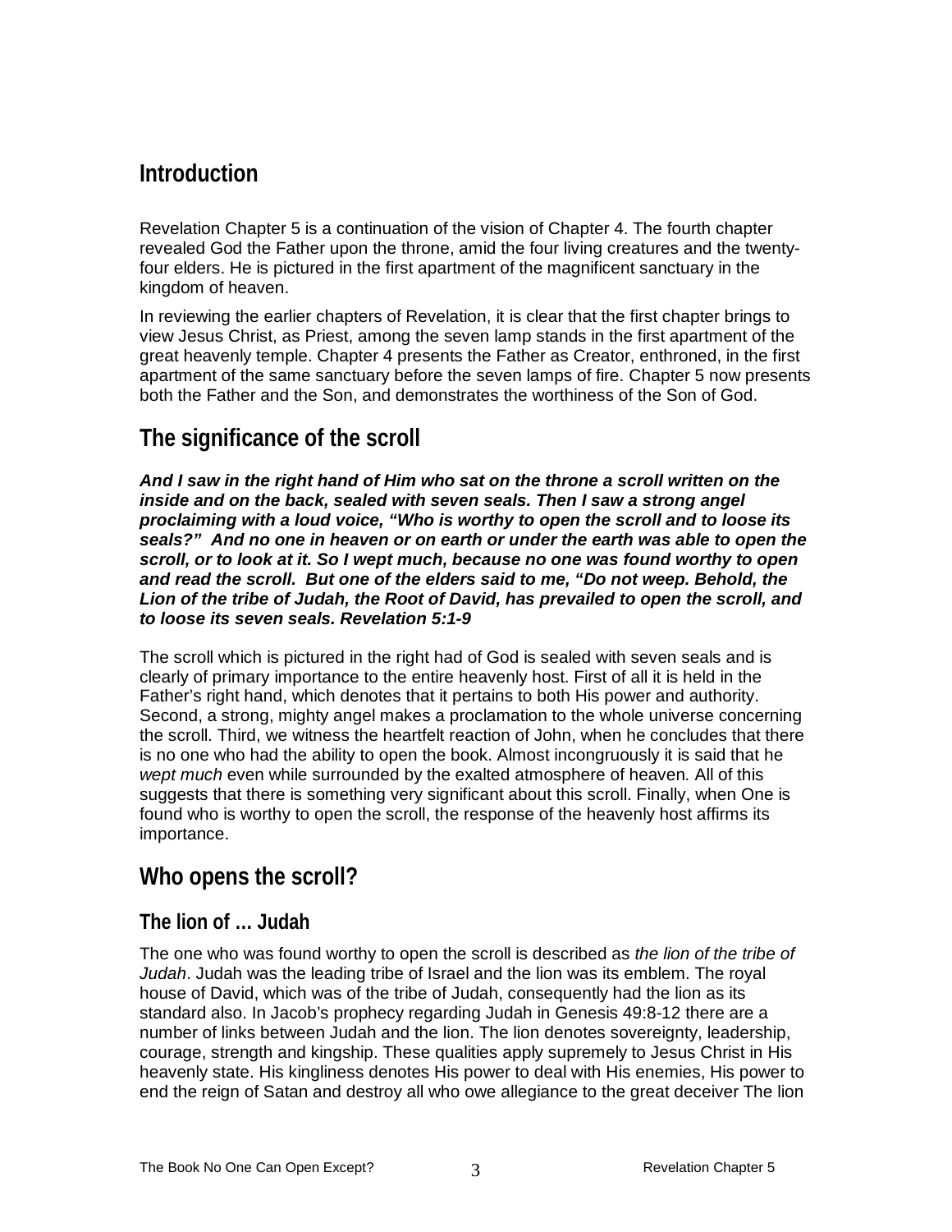## Introduction

Revelation Chapter 5 is a continuation of the vision of Chapter 4. The fourth chapter revealed God the Father upon the throne, amid the four living creatures and the twenty-four elders. He is pictured in the first apartment of the magnificent sanctuary in the kingdom of heaven.

In reviewing the earlier chapters of Revelation, it is clear that the first chapter brings to view Jesus Christ, as Priest, among the seven lamp stands in the first apartment of the great heavenly temple. Chapter 4 presents the Father as Creator, enthroned, in the first apartment of the same sanctuary before the seven lamps of fire. Chapter 5 now presents both the Father and the Son, and demonstrates the worthiness of the Son of God.

## The significance of the scroll

***And I saw in the right hand of Him who sat on the throne a scroll written on the inside and on the back, sealed with seven seals. Then I saw a strong angel proclaiming with a loud voice, "Who is worthy to open the scroll and to loose its seals?" And no one in heaven or on earth or under the earth was able to open the scroll, or to look at it. So I wept much, because no one was found worthy to open and read the scroll. But one of the elders said to me, "Do not weep. Behold, the Lion of the tribe of Judah, the Root of David, has prevailed to open the scroll, and to loose its seven seals. Revelation 5:1-9***

The scroll which is pictured in the right had of God is sealed with seven seals and is clearly of primary importance to the entire heavenly host. First of all it is held in the Father's right hand, which denotes that it pertains to both His power and authority. Second, a strong, mighty angel makes a proclamation to the whole universe concerning the scroll. Third, we witness the heartfelt reaction of John, when he concludes that there is no one who had the ability to open the book. Almost incongruously it is said that he *wept much* even while surrounded by the exalted atmosphere of heaven. All of this suggests that there is something very significant about this scroll. Finally, when One is found who is worthy to open the scroll, the response of the heavenly host affirms its importance.

## Who opens the scroll?

### The lion of … Judah

The one who was found worthy to open the scroll is described as *the lion of the tribe of Judah*. Judah was the leading tribe of Israel and the lion was its emblem. The royal house of David, which was of the tribe of Judah, consequently had the lion as its standard also. In Jacob's prophecy regarding Judah in Genesis 49:8-12 there are a number of links between Judah and the lion. The lion denotes sovereignty, leadership, courage, strength and kingship. These qualities apply supremely to Jesus Christ in His heavenly state. His kingliness denotes His power to deal with His enemies, His power to end the reign of Satan and destroy all who owe allegiance to the great deceiver The lion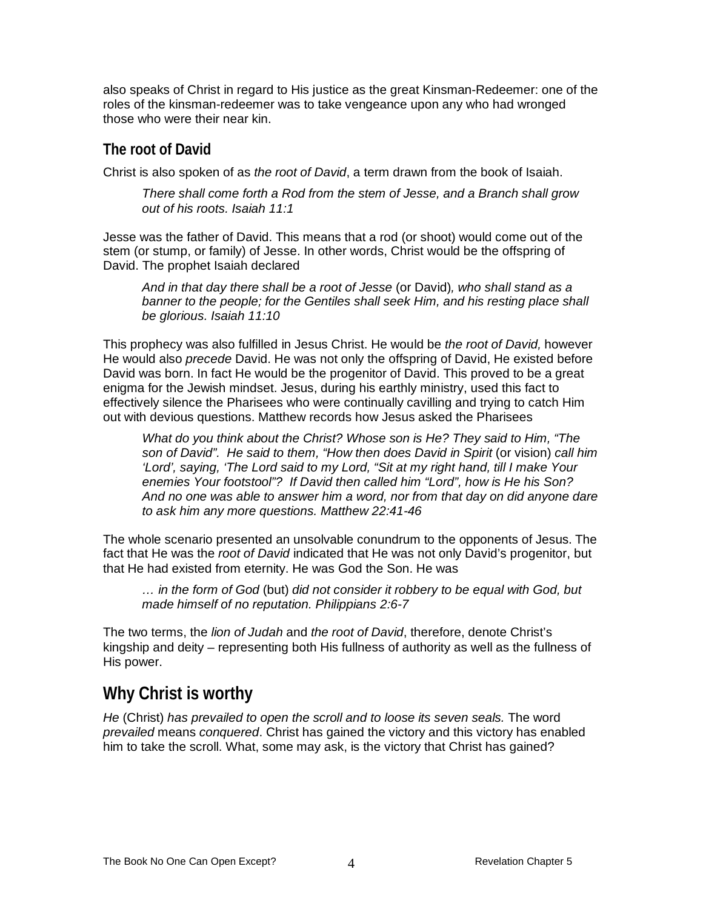also speaks of Christ in regard to His justice as the great Kinsman-Redeemer: one of the roles of the kinsman-redeemer was to take vengeance upon any who had wronged those who were their near kin.

### The root of David

Christ is also spoken of as *the root of David*, a term drawn from the book of Isaiah.

> *There shall come forth a Rod from the stem of Jesse, and a Branch shall grow out of his roots. Isaiah 11:1*

Jesse was the father of David. This means that a rod (or shoot) would come out of the stem (or stump, or family) of Jesse. In other words, Christ would be the offspring of David. The prophet Isaiah declared

> *And in that day there shall be a root of Jesse* (or David)*, who shall stand as a banner to the people; for the Gentiles shall seek Him, and his resting place shall be glorious. Isaiah 11:10*

This prophecy was also fulfilled in Jesus Christ. He would be *the root of David,* however He would also *precede* David. He was not only the offspring of David, He existed before David was born. In fact He would be the progenitor of David. This proved to be a great enigma for the Jewish mindset. Jesus, during his earthly ministry, used this fact to effectively silence the Pharisees who were continually cavilling and trying to catch Him out with devious questions. Matthew records how Jesus asked the Pharisees

> *What do you think about the Christ? Whose son is He? They said to Him, "The son of David". He said to them, "How then does David in Spirit* (or vision) *call him 'Lord', saying, 'The Lord said to my Lord, "Sit at my right hand, till I make Your enemies Your footstool"? If David then called him "Lord", how is He his Son? And no one was able to answer him a word, nor from that day on did anyone dare to ask him any more questions. Matthew 22:41-46*

The whole scenario presented an unsolvable conundrum to the opponents of Jesus. The fact that He was the *root of David* indicated that He was not only David's progenitor, but that He had existed from eternity. He was God the Son. He was

> *… in the form of God* (but) *did not consider it robbery to be equal with God, but made himself of no reputation. Philippians 2:6-7*

The two terms, the *lion of Judah* and *the root of David*, therefore, denote Christ's kingship and deity – representing both His fullness of authority as well as the fullness of His power.

## Why Christ is worthy

*He* (Christ) *has prevailed to open the scroll and to loose its seven seals.* The word *prevailed* means *conquered*. Christ has gained the victory and this victory has enabled him to take the scroll. What, some may ask, is the victory that Christ has gained?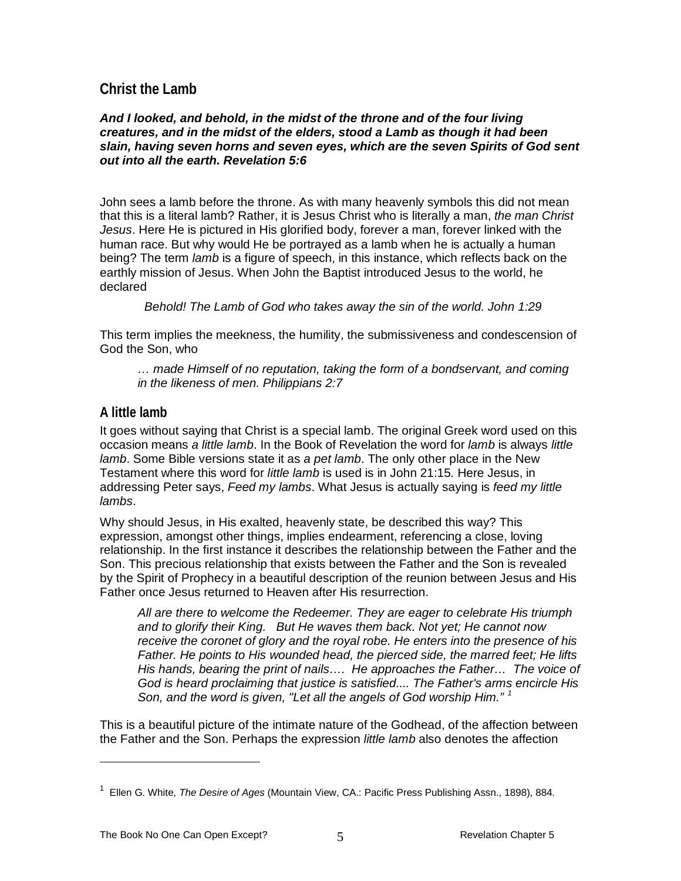## Christ the Lamb

***And I looked, and behold, in the midst of the throne and of the four living creatures, and in the midst of the elders, stood a Lamb as though it had been slain, having seven horns and seven eyes, which are the seven Spirits of God sent out into all the earth. Revelation 5:6***

John sees a lamb before the throne. As with many heavenly symbols this did not mean that this is a literal lamb? Rather, it is Jesus Christ who is literally a man, *the man Christ Jesus*. Here He is pictured in His glorified body, forever a man, forever linked with the human race. But why would He be portrayed as a lamb when he is actually a human being? The term *lamb* is a figure of speech, in this instance, which reflects back on the earthly mission of Jesus. When John the Baptist introduced Jesus to the world, he declared

> *Behold! The Lamb of God who takes away the sin of the world. John 1:29*

This term implies the meekness, the humility, the submissiveness and condescension of God the Son, who

> *… made Himself of no reputation, taking the form of a bondservant, and coming in the likeness of men. Philippians 2:7*

## A little lamb

It goes without saying that Christ is a special lamb. The original Greek word used on this occasion means *a little lamb*. In the Book of Revelation the word for *lamb* is always *little lamb*. Some Bible versions state it as *a pet lamb*. The only other place in the New Testament where this word for *little lamb* is used is in John 21:15. Here Jesus, in addressing Peter says, *Feed my lambs*. What Jesus is actually saying is *feed my little lambs*.

Why should Jesus, in His exalted, heavenly state, be described this way? This expression, amongst other things, implies endearment, referencing a close, loving relationship. In the first instance it describes the relationship between the Father and the Son. This precious relationship that exists between the Father and the Son is revealed by the Spirit of Prophecy in a beautiful description of the reunion between Jesus and His Father once Jesus returned to Heaven after His resurrection.

> *All are there to welcome the Redeemer. They are eager to celebrate His triumph and to glorify their King. But He waves them back. Not yet; He cannot now receive the coronet of glory and the royal robe. He enters into the presence of his Father. He points to His wounded head, the pierced side, the marred feet; He lifts His hands, bearing the print of nails…. He approaches the Father… The voice of God is heard proclaiming that justice is satisfied.... The Father's arms encircle His Son, and the word is given, "Let all the angels of God worship Him."* [1]

This is a beautiful picture of the intimate nature of the Godhead, of the affection between the Father and the Son. Perhaps the expression *little lamb* also denotes the affection

---

[1] Ellen G. White, *The Desire of Ages* (Mountain View, CA.: Pacific Press Publishing Assn., 1898), 884.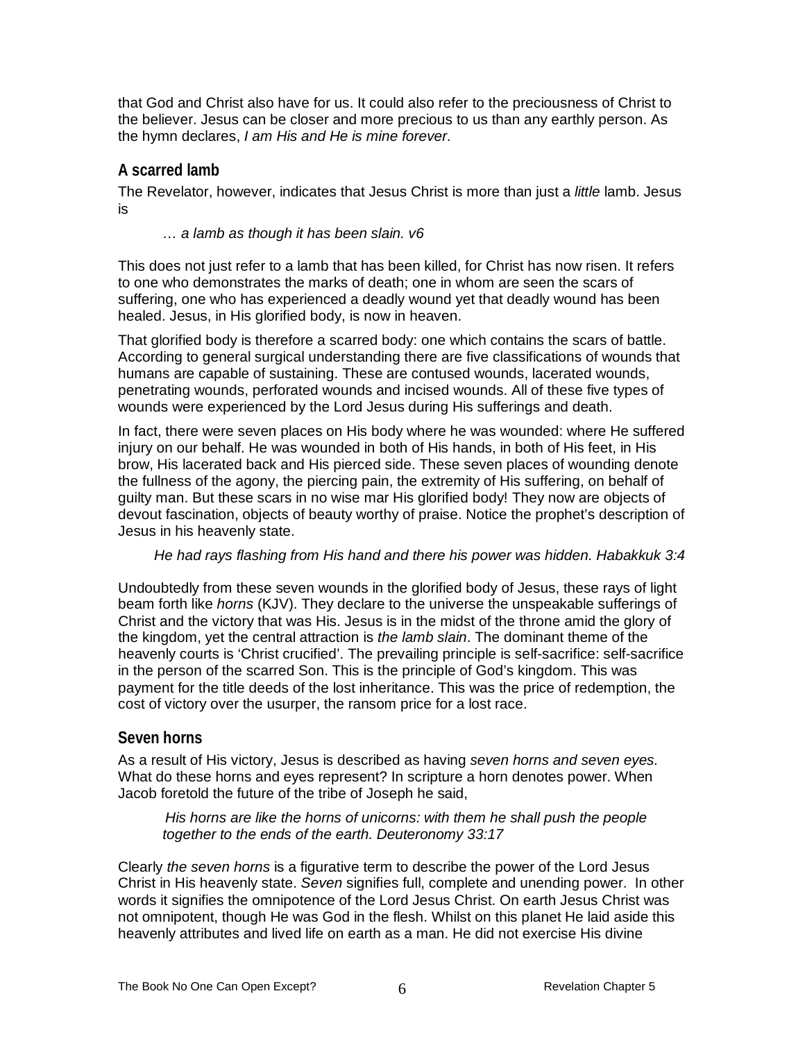that God and Christ also have for us. It could also refer to the preciousness of Christ to the believer. Jesus can be closer and more precious to us than any earthly person. As the hymn declares, *I am His and He is mine forever*.

## A scarred lamb

The Revelator, however, indicates that Jesus Christ is more than just a *little* lamb. Jesus is

> *… a lamb as though it has been slain. v6*

This does not just refer to a lamb that has been killed, for Christ has now risen. It refers to one who demonstrates the marks of death; one in whom are seen the scars of suffering, one who has experienced a deadly wound yet that deadly wound has been healed. Jesus, in His glorified body, is now in heaven.

That glorified body is therefore a scarred body: one which contains the scars of battle. According to general surgical understanding there are five classifications of wounds that humans are capable of sustaining. These are contused wounds, lacerated wounds, penetrating wounds, perforated wounds and incised wounds. All of these five types of wounds were experienced by the Lord Jesus during His sufferings and death.

In fact, there were seven places on His body where he was wounded: where He suffered injury on our behalf. He was wounded in both of His hands, in both of His feet, in His brow, His lacerated back and His pierced side. These seven places of wounding denote the fullness of the agony, the piercing pain, the extremity of His suffering, on behalf of guilty man. But these scars in no wise mar His glorified body! They now are objects of devout fascination, objects of beauty worthy of praise. Notice the prophet's description of Jesus in his heavenly state.

> *He had rays flashing from His hand and there his power was hidden. Habakkuk 3:4*

Undoubtedly from these seven wounds in the glorified body of Jesus, these rays of light beam forth like *horns* (KJV). They declare to the universe the unspeakable sufferings of Christ and the victory that was His. Jesus is in the midst of the throne amid the glory of the kingdom, yet the central attraction is *the lamb slain*. The dominant theme of the heavenly courts is 'Christ crucified'. The prevailing principle is self-sacrifice: self-sacrifice in the person of the scarred Son. This is the principle of God's kingdom. This was payment for the title deeds of the lost inheritance. This was the price of redemption, the cost of victory over the usurper, the ransom price for a lost race.

## Seven horns

As a result of His victory, Jesus is described as having *seven horns and seven eyes.* What do these horns and eyes represent? In scripture a horn denotes power. When Jacob foretold the future of the tribe of Joseph he said,

> *His horns are like the horns of unicorns: with them he shall push the people together to the ends of the earth. Deuteronomy 33:17*

Clearly *the seven horns* is a figurative term to describe the power of the Lord Jesus Christ in His heavenly state. *Seven* signifies full, complete and unending power. In other words it signifies the omnipotence of the Lord Jesus Christ. On earth Jesus Christ was not omnipotent, though He was God in the flesh. Whilst on this planet He laid aside this heavenly attributes and lived life on earth as a man. He did not exercise His divine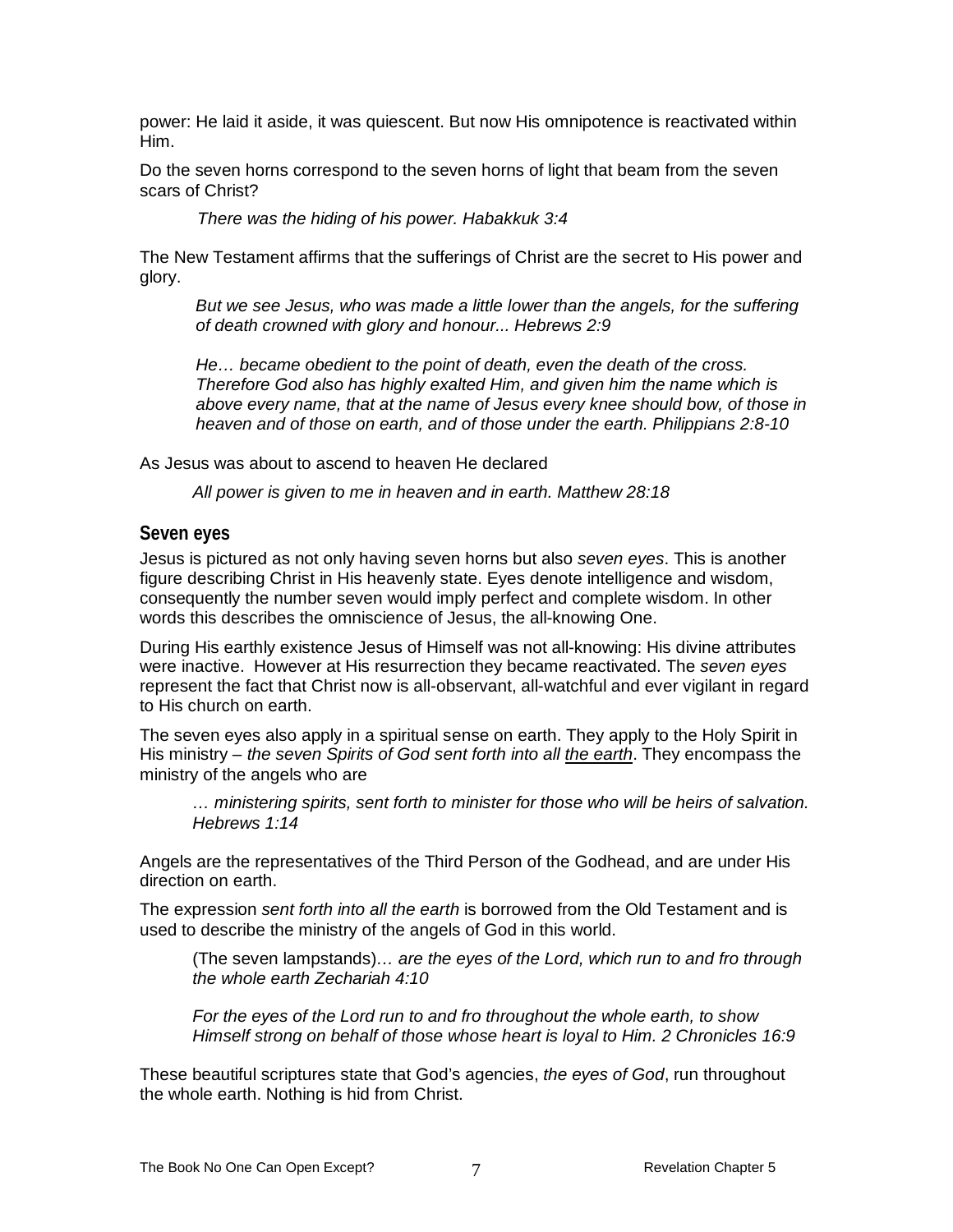power: He laid it aside, it was quiescent. But now His omnipotence is reactivated within Him.

Do the seven horns correspond to the seven horns of light that beam from the seven scars of Christ?

> *There was the hiding of his power. Habakkuk 3:4*

The New Testament affirms that the sufferings of Christ are the secret to His power and glory.

> *But we see Jesus, who was made a little lower than the angels, for the suffering of death crowned with glory and honour... Hebrews 2:9*
>
> *He… became obedient to the point of death, even the death of the cross. Therefore God also has highly exalted Him, and given him the name which is above every name, that at the name of Jesus every knee should bow, of those in heaven and of those on earth, and of those under the earth. Philippians 2:8-10*

As Jesus was about to ascend to heaven He declared

> *All power is given to me in heaven and in earth. Matthew 28:18*

## Seven eyes

Jesus is pictured as not only having seven horns but also *seven eyes*. This is another figure describing Christ in His heavenly state. Eyes denote intelligence and wisdom, consequently the number seven would imply perfect and complete wisdom. In other words this describes the omniscience of Jesus, the all-knowing One.

During His earthly existence Jesus of Himself was not all-knowing: His divine attributes were inactive. However at His resurrection they became reactivated. The *seven eyes* represent the fact that Christ now is all-observant, all-watchful and ever vigilant in regard to His church on earth.

The seven eyes also apply in a spiritual sense on earth. They apply to the Holy Spirit in His ministry – *the seven Spirits of God sent forth into all <u>the earth</u>*. They encompass the ministry of the angels who are

> *… ministering spirits, sent forth to minister for those who will be heirs of salvation. Hebrews 1:14*

Angels are the representatives of the Third Person of the Godhead, and are under His direction on earth.

The expression *sent forth into all the earth* is borrowed from the Old Testament and is used to describe the ministry of the angels of God in this world.

> (The seven lampstands)*… are the eyes of the Lord, which run to and fro through the whole earth Zechariah 4:10*
>
> *For the eyes of the Lord run to and fro throughout the whole earth, to show Himself strong on behalf of those whose heart is loyal to Him. 2 Chronicles 16:9*

These beautiful scriptures state that God's agencies, *the eyes of God*, run throughout the whole earth. Nothing is hid from Christ.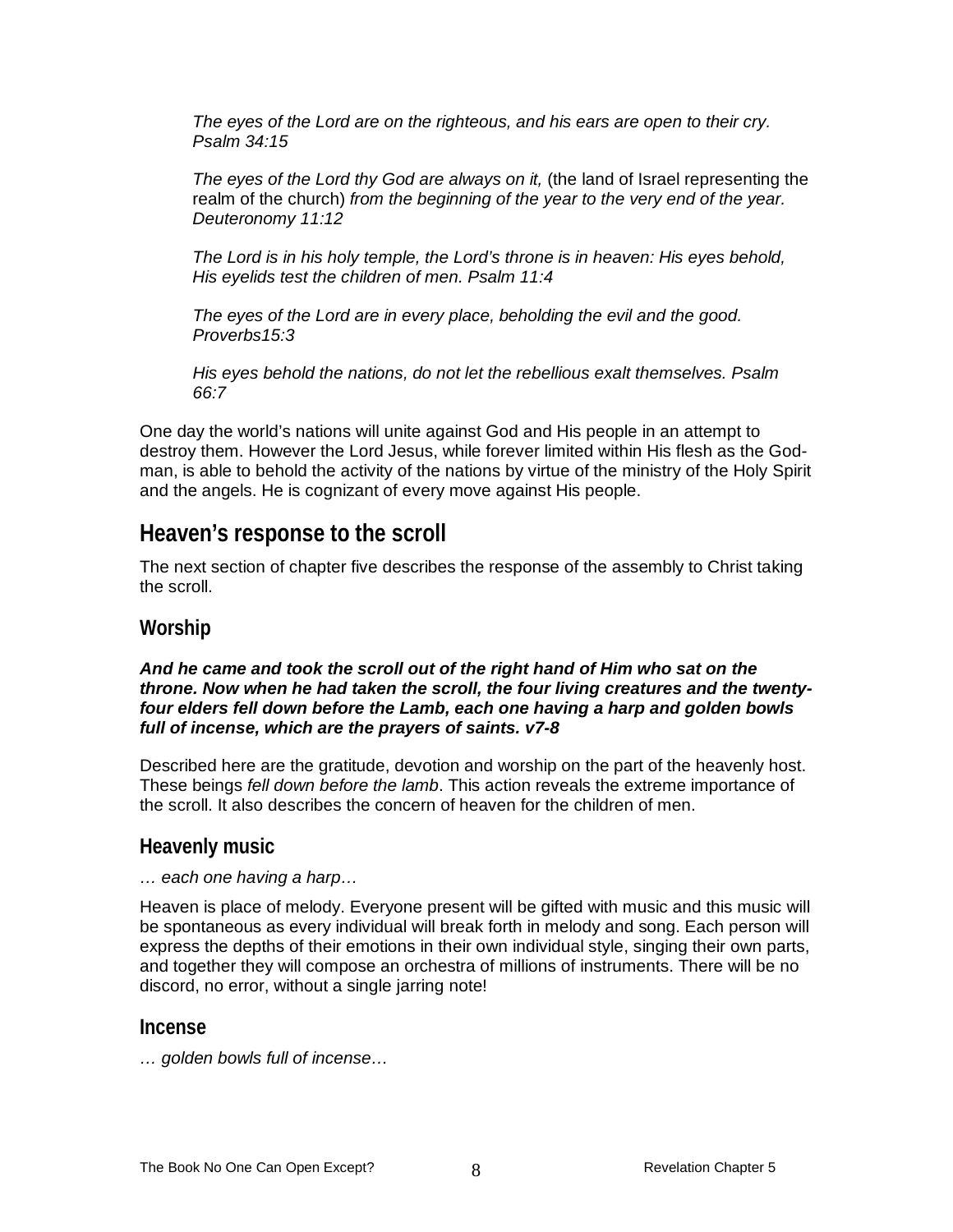*The eyes of the Lord are on the righteous, and his ears are open to their cry. Psalm 34:15*

*The eyes of the Lord thy God are always on it,* (the land of Israel representing the realm of the church) *from the beginning of the year to the very end of the year. Deuteronomy 11:12*

*The Lord is in his holy temple, the Lord's throne is in heaven: His eyes behold, His eyelids test the children of men. Psalm 11:4*

*The eyes of the Lord are in every place, beholding the evil and the good. Proverbs15:3*

*His eyes behold the nations, do not let the rebellious exalt themselves. Psalm 66:7*

One day the world's nations will unite against God and His people in an attempt to destroy them. However the Lord Jesus, while forever limited within His flesh as the God-man, is able to behold the activity of the nations by virtue of the ministry of the Holy Spirit and the angels. He is cognizant of every move against His people.

## Heaven's response to the scroll

The next section of chapter five describes the response of the assembly to Christ taking the scroll.

### Worship

***And he came and took the scroll out of the right hand of Him who sat on the throne. Now when he had taken the scroll, the four living creatures and the twenty-four elders fell down before the Lamb, each one having a harp and golden bowls full of incense, which are the prayers of saints. v7-8***

Described here are the gratitude, devotion and worship on the part of the heavenly host. These beings *fell down before the lamb*. This action reveals the extreme importance of the scroll. It also describes the concern of heaven for the children of men.

### Heavenly music

*… each one having a harp…*

Heaven is place of melody. Everyone present will be gifted with music and this music will be spontaneous as every individual will break forth in melody and song. Each person will express the depths of their emotions in their own individual style, singing their own parts, and together they will compose an orchestra of millions of instruments. There will be no discord, no error, without a single jarring note!

### Incense

*… golden bowls full of incense…*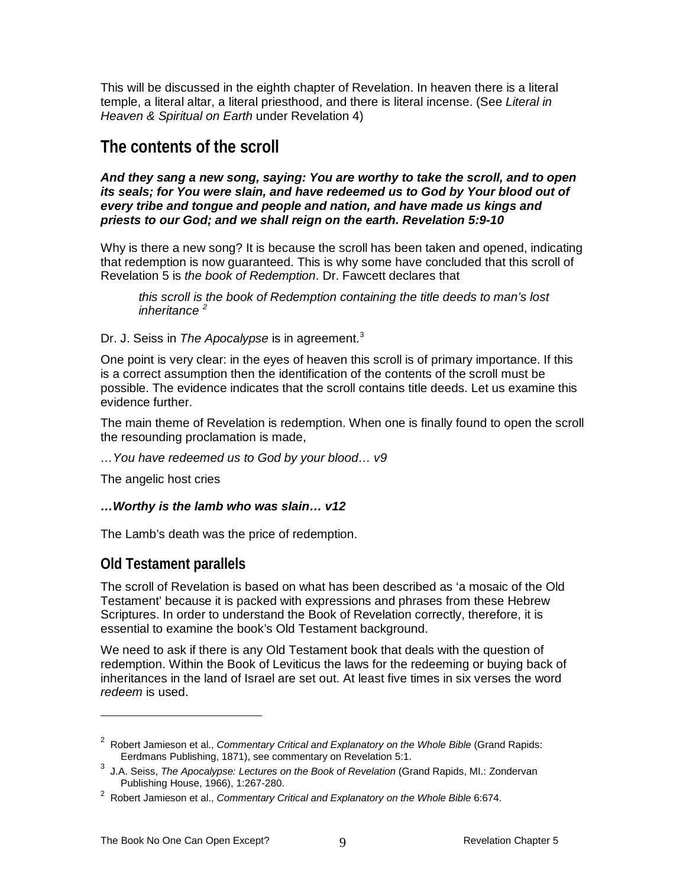This will be discussed in the eighth chapter of Revelation. In heaven there is a literal temple, a literal altar, a literal priesthood, and there is literal incense. (See *Literal in Heaven & Spiritual on Earth* under Revelation 4)

## The contents of the scroll

***And they sang a new song, saying: You are worthy to take the scroll, and to open its seals; for You were slain, and have redeemed us to God by Your blood out of every tribe and tongue and people and nation, and have made us kings and priests to our God; and we shall reign on the earth. Revelation 5:9-10***

Why is there a new song? It is because the scroll has been taken and opened, indicating that redemption is now guaranteed. This is why some have concluded that this scroll of Revelation 5 is *the book of Redemption*. Dr. Fawcett declares that

> *this scroll is the book of Redemption containing the title deeds to man's lost inheritance* [2]

Dr. J. Seiss in *The Apocalypse* is in agreement.[3]

One point is very clear: in the eyes of heaven this scroll is of primary importance. If this is a correct assumption then the identification of the contents of the scroll must be possible. The evidence indicates that the scroll contains title deeds. Let us examine this evidence further.

The main theme of Revelation is redemption. When one is finally found to open the scroll the resounding proclamation is made,

*…You have redeemed us to God by your blood… v9*

The angelic host cries

***…Worthy is the lamb who was slain… v12***

The Lamb's death was the price of redemption.

### Old Testament parallels

The scroll of Revelation is based on what has been described as 'a mosaic of the Old Testament' because it is packed with expressions and phrases from these Hebrew Scriptures. In order to understand the Book of Revelation correctly, therefore, it is essential to examine the book's Old Testament background.

We need to ask if there is any Old Testament book that deals with the question of redemption. Within the Book of Leviticus the laws for the redeeming or buying back of inheritances in the land of Israel are set out. At least five times in six verses the word *redeem* is used.

---

[2] Robert Jamieson et al., *Commentary Critical and Explanatory on the Whole Bible* (Grand Rapids: Eerdmans Publishing, 1871), see commentary on Revelation 5:1.

[3] J.A. Seiss, *The Apocalypse: Lectures on the Book of Revelation* (Grand Rapids, MI.: Zondervan Publishing House, 1966), 1:267-280.

[2] Robert Jamieson et al., *Commentary Critical and Explanatory on the Whole Bible* 6:674.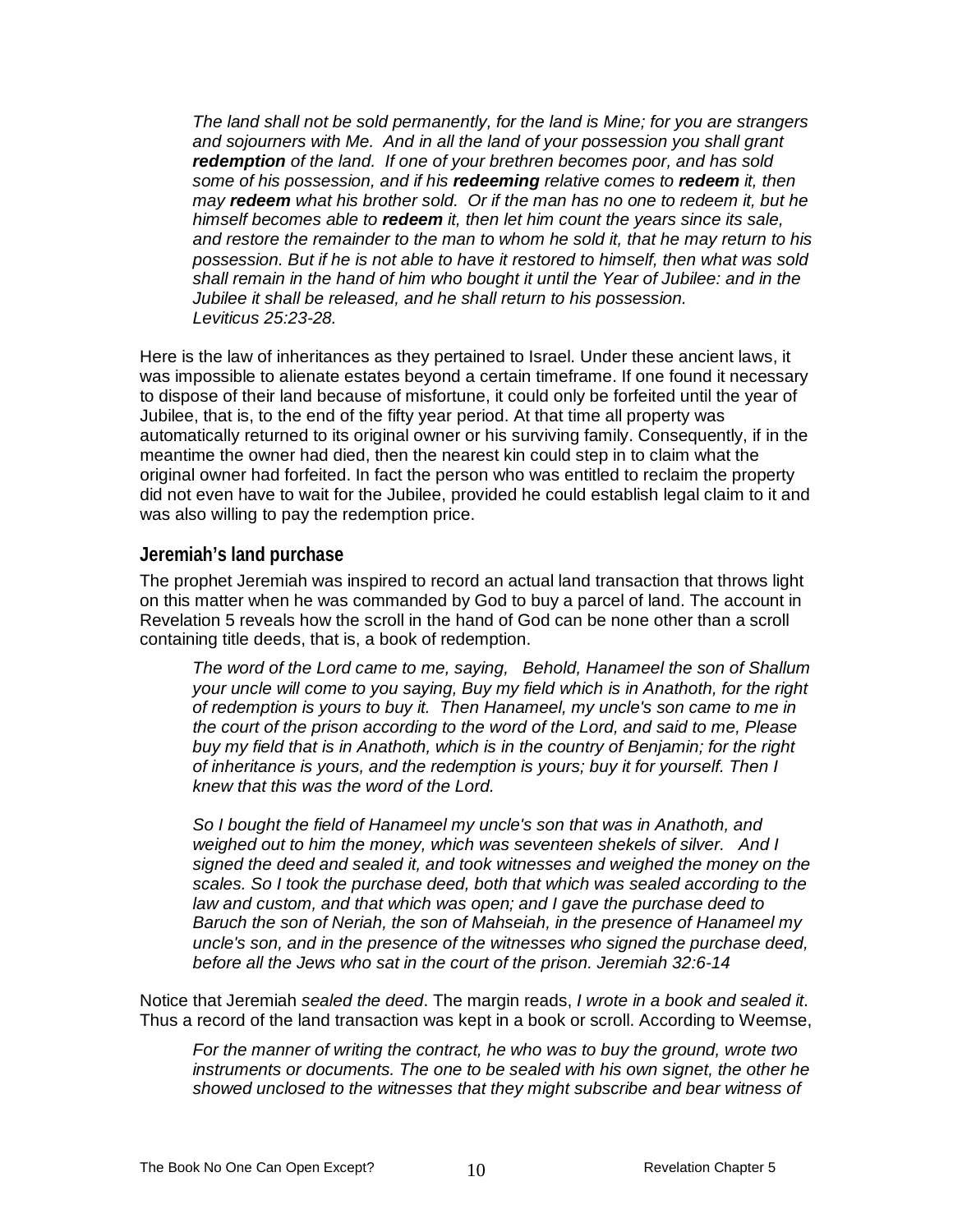> *The land shall not be sold permanently, for the land is Mine; for you are strangers and sojourners with Me. And in all the land of your possession you shall grant **redemption** of the land. If one of your brethren becomes poor, and has sold some of his possession, and if his **redeeming** relative comes to **redeem** it, then may **redeem** what his brother sold. Or if the man has no one to redeem it, but he himself becomes able to **redeem** it, then let him count the years since its sale, and restore the remainder to the man to whom he sold it, that he may return to his possession. But if he is not able to have it restored to himself, then what was sold shall remain in the hand of him who bought it until the Year of Jubilee: and in the Jubilee it shall be released, and he shall return to his possession. Leviticus 25:23-28.*

Here is the law of inheritances as they pertained to Israel. Under these ancient laws, it was impossible to alienate estates beyond a certain timeframe. If one found it necessary to dispose of their land because of misfortune, it could only be forfeited until the year of Jubilee, that is, to the end of the fifty year period. At that time all property was automatically returned to its original owner or his surviving family. Consequently, if in the meantime the owner had died, then the nearest kin could step in to claim what the original owner had forfeited. In fact the person who was entitled to reclaim the property did not even have to wait for the Jubilee, provided he could establish legal claim to it and was also willing to pay the redemption price.

## Jeremiah's land purchase

The prophet Jeremiah was inspired to record an actual land transaction that throws light on this matter when he was commanded by God to buy a parcel of land. The account in Revelation 5 reveals how the scroll in the hand of God can be none other than a scroll containing title deeds, that is, a book of redemption.

> *The word of the Lord came to me, saying, Behold, Hanameel the son of Shallum your uncle will come to you saying, Buy my field which is in Anathoth, for the right of redemption is yours to buy it. Then Hanameel, my uncle's son came to me in the court of the prison according to the word of the Lord, and said to me, Please buy my field that is in Anathoth, which is in the country of Benjamin; for the right of inheritance is yours, and the redemption is yours; buy it for yourself. Then I knew that this was the word of the Lord.*
>
> *So I bought the field of Hanameel my uncle's son that was in Anathoth, and weighed out to him the money, which was seventeen shekels of silver. And I signed the deed and sealed it, and took witnesses and weighed the money on the scales. So I took the purchase deed, both that which was sealed according to the law and custom, and that which was open; and I gave the purchase deed to Baruch the son of Neriah, the son of Mahseiah, in the presence of Hanameel my uncle's son, and in the presence of the witnesses who signed the purchase deed, before all the Jews who sat in the court of the prison. Jeremiah 32:6-14*

Notice that Jeremiah *sealed the deed*. The margin reads, *I wrote in a book and sealed it*. Thus a record of the land transaction was kept in a book or scroll. According to Weemse,

> *For the manner of writing the contract, he who was to buy the ground, wrote two instruments or documents. The one to be sealed with his own signet, the other he showed unclosed to the witnesses that they might subscribe and bear witness of*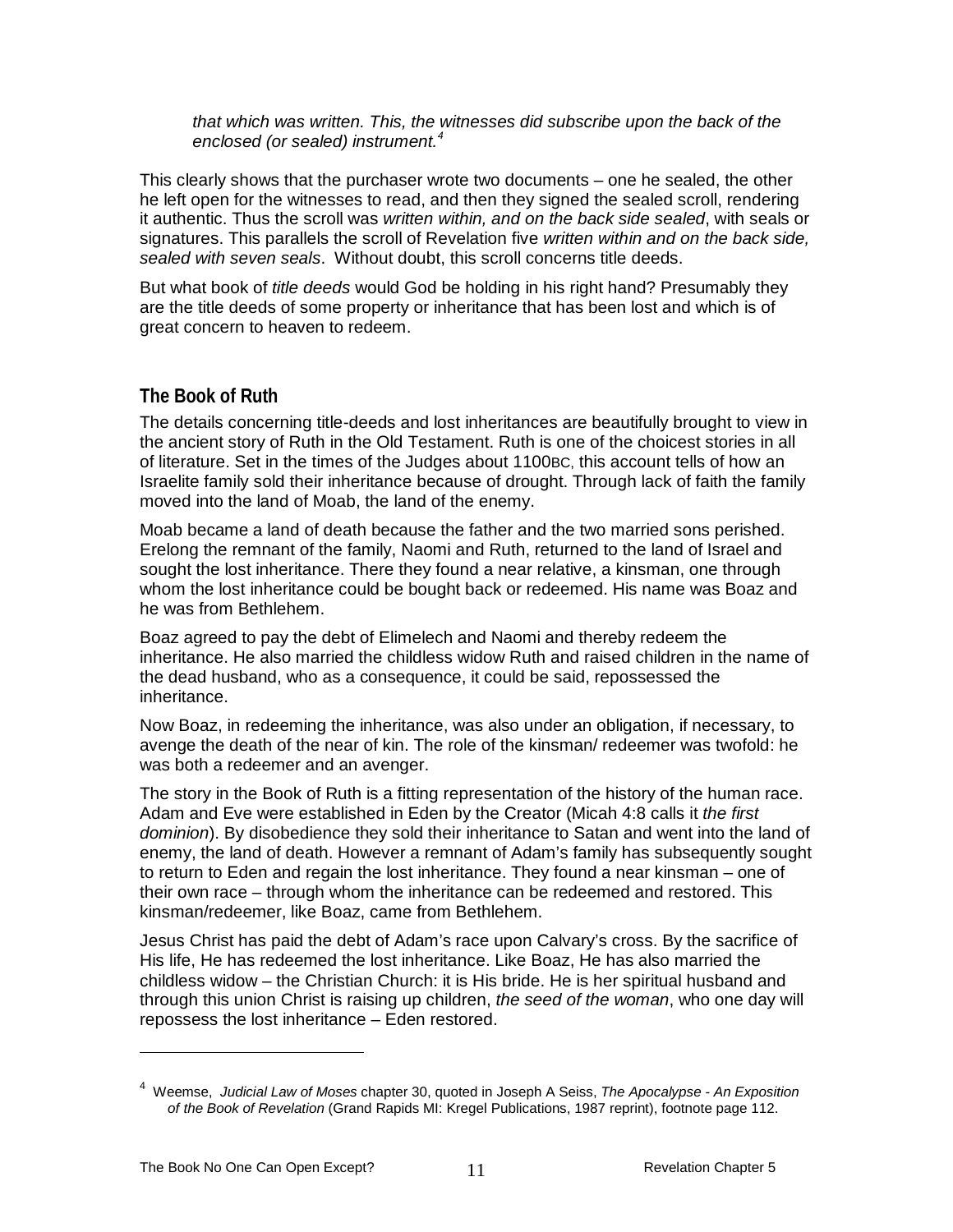*that which was written. This, the witnesses did subscribe upon the back of the enclosed (or sealed) instrument.*[4]

This clearly shows that the purchaser wrote two documents – one he sealed, the other he left open for the witnesses to read, and then they signed the sealed scroll, rendering it authentic. Thus the scroll was *written within, and on the back side sealed*, with seals or signatures. This parallels the scroll of Revelation five *written within and on the back side, sealed with seven seals*. Without doubt, this scroll concerns title deeds.

But what book of *title deeds* would God be holding in his right hand? Presumably they are the title deeds of some property or inheritance that has been lost and which is of great concern to heaven to redeem.

## The Book of Ruth

The details concerning title-deeds and lost inheritances are beautifully brought to view in the ancient story of Ruth in the Old Testament. Ruth is one of the choicest stories in all of literature. Set in the times of the Judges about 1100BC, this account tells of how an Israelite family sold their inheritance because of drought. Through lack of faith the family moved into the land of Moab, the land of the enemy.

Moab became a land of death because the father and the two married sons perished. Erelong the remnant of the family, Naomi and Ruth, returned to the land of Israel and sought the lost inheritance. There they found a near relative, a kinsman, one through whom the lost inheritance could be bought back or redeemed. His name was Boaz and he was from Bethlehem.

Boaz agreed to pay the debt of Elimelech and Naomi and thereby redeem the inheritance. He also married the childless widow Ruth and raised children in the name of the dead husband, who as a consequence, it could be said, repossessed the inheritance.

Now Boaz, in redeeming the inheritance, was also under an obligation, if necessary, to avenge the death of the near of kin. The role of the kinsman/ redeemer was twofold: he was both a redeemer and an avenger.

The story in the Book of Ruth is a fitting representation of the history of the human race. Adam and Eve were established in Eden by the Creator (Micah 4:8 calls it *the first dominion*). By disobedience they sold their inheritance to Satan and went into the land of enemy, the land of death. However a remnant of Adam's family has subsequently sought to return to Eden and regain the lost inheritance. They found a near kinsman – one of their own race – through whom the inheritance can be redeemed and restored. This kinsman/redeemer, like Boaz, came from Bethlehem.

Jesus Christ has paid the debt of Adam's race upon Calvary's cross. By the sacrifice of His life, He has redeemed the lost inheritance. Like Boaz, He has also married the childless widow – the Christian Church: it is His bride. He is her spiritual husband and through this union Christ is raising up children, *the seed of the woman*, who one day will repossess the lost inheritance – Eden restored.

---

[4] Weemse, *Judicial Law of Moses* chapter 30, quoted in Joseph A Seiss, *The Apocalypse - An Exposition of the Book of Revelation* (Grand Rapids MI: Kregel Publications, 1987 reprint), footnote page 112.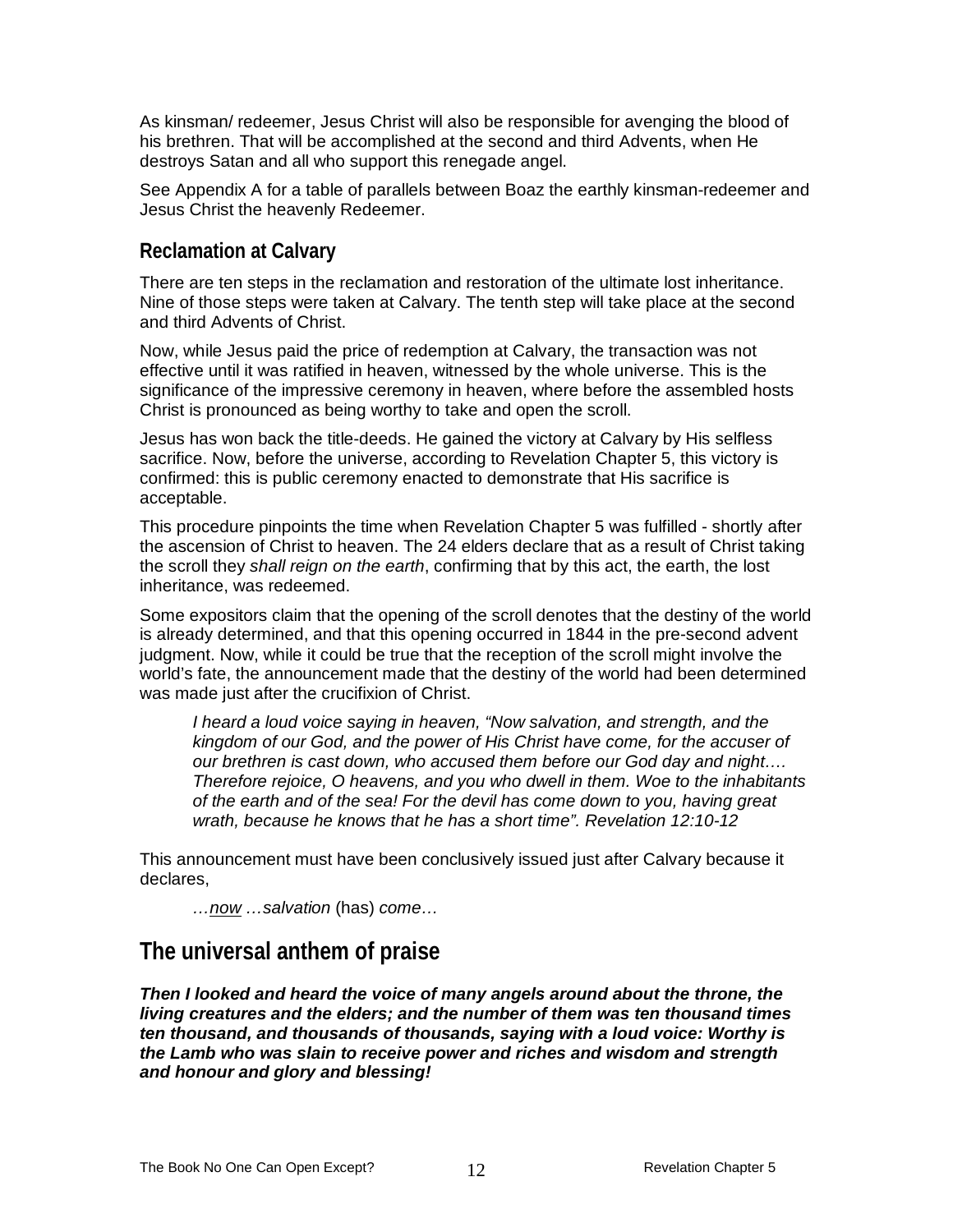As kinsman/ redeemer, Jesus Christ will also be responsible for avenging the blood of his brethren. That will be accomplished at the second and third Advents, when He destroys Satan and all who support this renegade angel.

See Appendix A for a table of parallels between Boaz the earthly kinsman-redeemer and Jesus Christ the heavenly Redeemer.

### Reclamation at Calvary

There are ten steps in the reclamation and restoration of the ultimate lost inheritance. Nine of those steps were taken at Calvary. The tenth step will take place at the second and third Advents of Christ.

Now, while Jesus paid the price of redemption at Calvary, the transaction was not effective until it was ratified in heaven, witnessed by the whole universe. This is the significance of the impressive ceremony in heaven, where before the assembled hosts Christ is pronounced as being worthy to take and open the scroll.

Jesus has won back the title-deeds. He gained the victory at Calvary by His selfless sacrifice. Now, before the universe, according to Revelation Chapter 5, this victory is confirmed: this is public ceremony enacted to demonstrate that His sacrifice is acceptable.

This procedure pinpoints the time when Revelation Chapter 5 was fulfilled - shortly after the ascension of Christ to heaven. The 24 elders declare that as a result of Christ taking the scroll they *shall reign on the earth*, confirming that by this act, the earth, the lost inheritance, was redeemed.

Some expositors claim that the opening of the scroll denotes that the destiny of the world is already determined, and that this opening occurred in 1844 in the pre-second advent judgment. Now, while it could be true that the reception of the scroll might involve the world's fate, the announcement made that the destiny of the world had been determined was made just after the crucifixion of Christ.

> *I heard a loud voice saying in heaven, "Now salvation, and strength, and the kingdom of our God, and the power of His Christ have come, for the accuser of our brethren is cast down, who accused them before our God day and night…. Therefore rejoice, O heavens, and you who dwell in them. Woe to the inhabitants of the earth and of the sea! For the devil has come down to you, having great wrath, because he knows that he has a short time". Revelation 12:10-12*

This announcement must have been conclusively issued just after Calvary because it declares,

> *…<u>now</u> …salvation* (has) *come…*

## The universal anthem of praise

***Then I looked and heard the voice of many angels around about the throne, the living creatures and the elders; and the number of them was ten thousand times ten thousand, and thousands of thousands, saying with a loud voice: Worthy is the Lamb who was slain to receive power and riches and wisdom and strength and honour and glory and blessing!***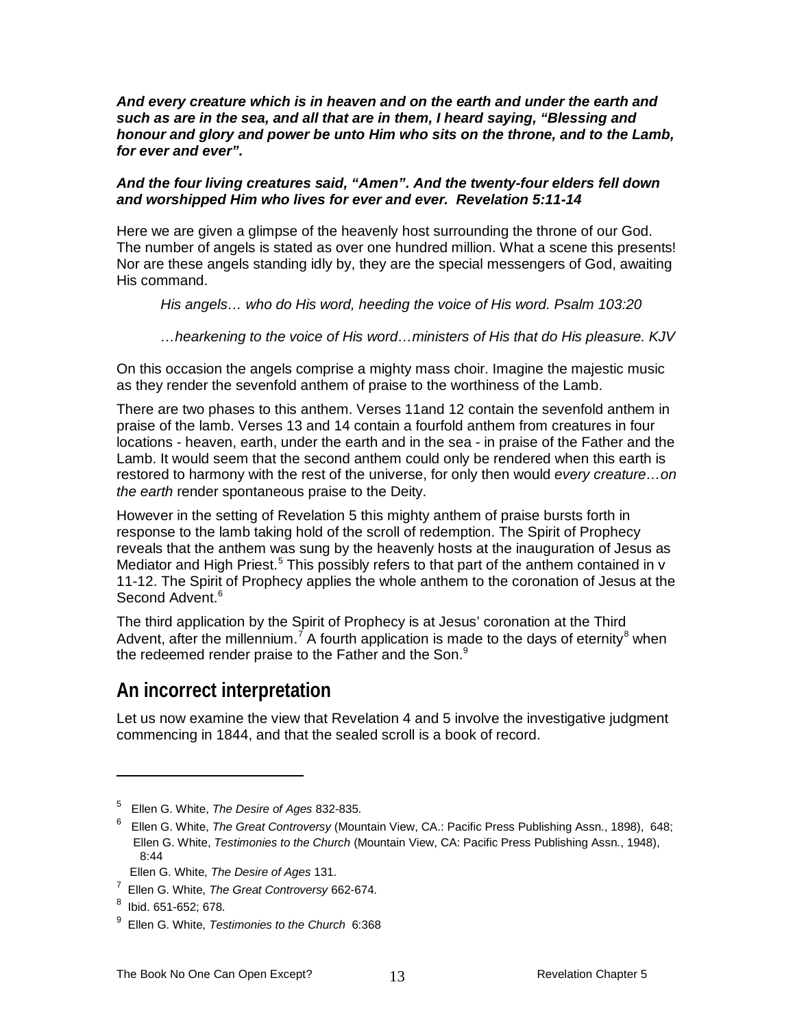***And every creature which is in heaven and on the earth and under the earth and such as are in the sea, and all that are in them, I heard saying, "Blessing and honour and glory and power be unto Him who sits on the throne, and to the Lamb, for ever and ever".***

***And the four living creatures said, "Amen". And the twenty-four elders fell down and worshipped Him who lives for ever and ever. Revelation 5:11-14***

Here we are given a glimpse of the heavenly host surrounding the throne of our God. The number of angels is stated as over one hundred million. What a scene this presents! Nor are these angels standing idly by, they are the special messengers of God, awaiting His command.

> *His angels… who do His word, heeding the voice of His word. Psalm 103:20*
>
> *…hearkening to the voice of His word…ministers of His that do His pleasure. KJV*

On this occasion the angels comprise a mighty mass choir. Imagine the majestic music as they render the sevenfold anthem of praise to the worthiness of the Lamb.

There are two phases to this anthem. Verses 11and 12 contain the sevenfold anthem in praise of the lamb. Verses 13 and 14 contain a fourfold anthem from creatures in four locations - heaven, earth, under the earth and in the sea - in praise of the Father and the Lamb. It would seem that the second anthem could only be rendered when this earth is restored to harmony with the rest of the universe, for only then would *every creature…on the earth* render spontaneous praise to the Deity.

However in the setting of Revelation 5 this mighty anthem of praise bursts forth in response to the lamb taking hold of the scroll of redemption. The Spirit of Prophecy reveals that the anthem was sung by the heavenly hosts at the inauguration of Jesus as Mediator and High Priest.[5] This possibly refers to that part of the anthem contained in v 11-12. The Spirit of Prophecy applies the whole anthem to the coronation of Jesus at the Second Advent.[6]

The third application by the Spirit of Prophecy is at Jesus' coronation at the Third Advent, after the millennium.[7] A fourth application is made to the days of eternity[8] when the redeemed render praise to the Father and the Son.[9]

## An incorrect interpretation

Let us now examine the view that Revelation 4 and 5 involve the investigative judgment commencing in 1844, and that the sealed scroll is a book of record.

---

[5] Ellen G. White, *The Desire of Ages* 832-835.

[6] Ellen G. White, *The Great Controversy* (Mountain View, CA.: Pacific Press Publishing Assn., 1898), 648; Ellen G. White, *Testimonies to the Church* (Mountain View, CA: Pacific Press Publishing Assn., 1948), 8:44
Ellen G. White, *The Desire of Ages* 131.

[7] Ellen G. White, *The Great Controversy* 662-674.

[8] Ibid. 651-652; 678.

[9] Ellen G. White, *Testimonies to the Church* 6:368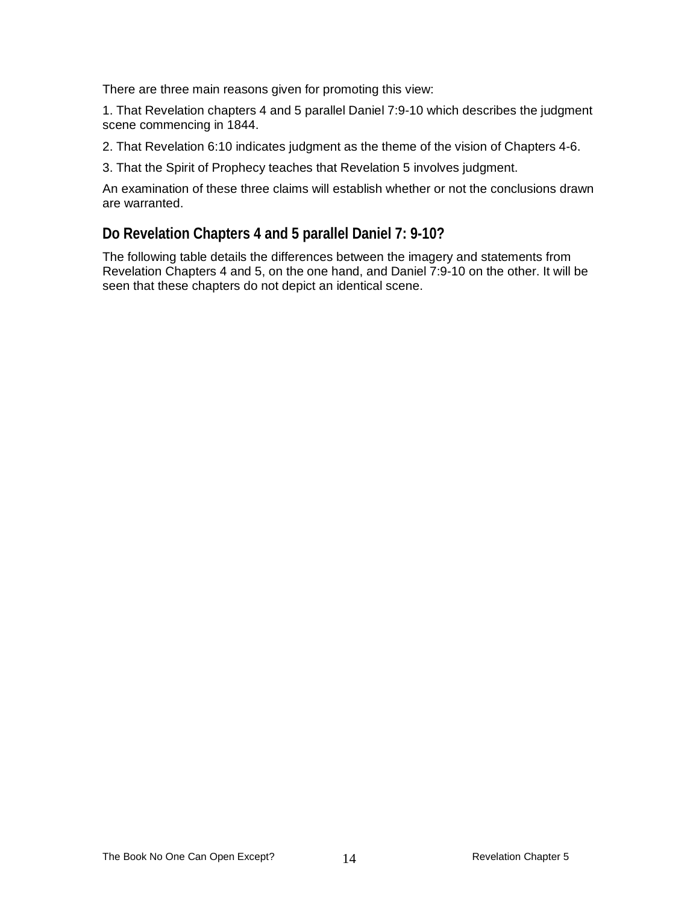There are three main reasons given for promoting this view:

1. That Revelation chapters 4 and 5 parallel Daniel 7:9-10 which describes the judgment scene commencing in 1844.

2. That Revelation 6:10 indicates judgment as the theme of the vision of Chapters 4-6.

3. That the Spirit of Prophecy teaches that Revelation 5 involves judgment.

An examination of these three claims will establish whether or not the conclusions drawn are warranted.

## Do Revelation Chapters 4 and 5 parallel Daniel 7: 9-10?

The following table details the differences between the imagery and statements from Revelation Chapters 4 and 5, on the one hand, and Daniel 7:9-10 on the other. It will be seen that these chapters do not depict an identical scene.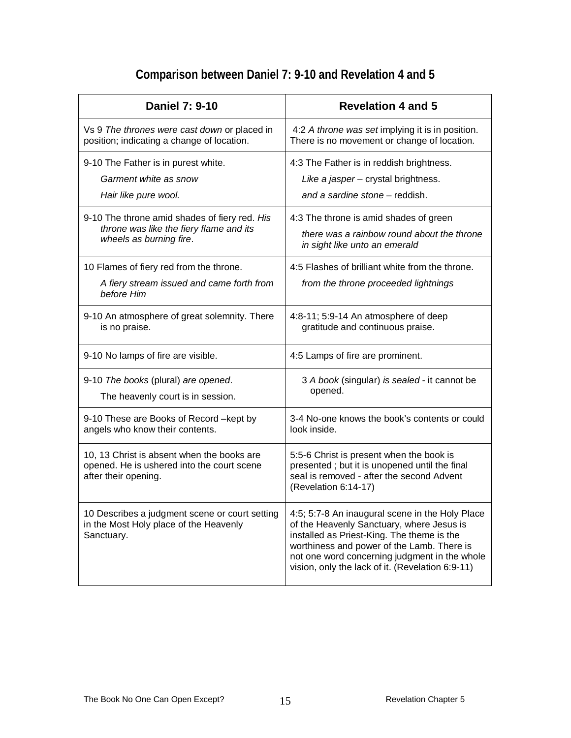# Comparison between Daniel 7: 9-10 and Revelation 4 and 5

| Daniel 7: 9-10 | Revelation 4 and 5 |
|---|---|
| Vs 9 *The thrones were cast down* or placed in position; indicating a change of location. | 4:2 *A throne was set* implying it is in position. There is no movement or change of location. |
| 9-10 The Father is in purest white.<br>*Garment white as snow*<br>*Hair like pure wool.* | 4:3 The Father is in reddish brightness.<br>*Like a jasper* – crystal brightness.<br>*and a sardine stone* – reddish. |
| 9-10 The throne amid shades of fiery red. *His throne was like the fiery flame and its wheels as burning fire*. | 4:3 The throne is amid shades of green<br>*there was a rainbow round about the throne in sight like unto an emerald* |
| 10 Flames of fiery red from the throne.<br>*A fiery stream issued and came forth from before Him* | 4:5 Flashes of brilliant white from the throne.<br>*from the throne proceeded lightnings* |
| 9-10 An atmosphere of great solemnity. There is no praise. | 4:8-11; 5:9-14 An atmosphere of deep gratitude and continuous praise. |
| 9-10 No lamps of fire are visible. | 4:5 Lamps of fire are prominent. |
| 9-10 *The books* (plural) *are opened*.<br>The heavenly court is in session. | 3 *A book* (singular) *is sealed* - it cannot be opened. |
| 9-10 These are Books of Record –kept by angels who know their contents. | 3-4 No-one knows the book's contents or could look inside. |
| 10, 13 Christ is absent when the books are opened. He is ushered into the court scene after their opening. | 5:5-6 Christ is present when the book is presented ; but it is unopened until the final seal is removed - after the second Advent (Revelation 6:14-17) |
| 10 Describes a judgment scene or court setting in the Most Holy place of the Heavenly Sanctuary. | 4:5; 5:7-8 An inaugural scene in the Holy Place of the Heavenly Sanctuary, where Jesus is installed as Priest-King. The theme is the worthiness and power of the Lamb. There is not one word concerning judgment in the whole vision, only the lack of it. (Revelation 6:9-11) |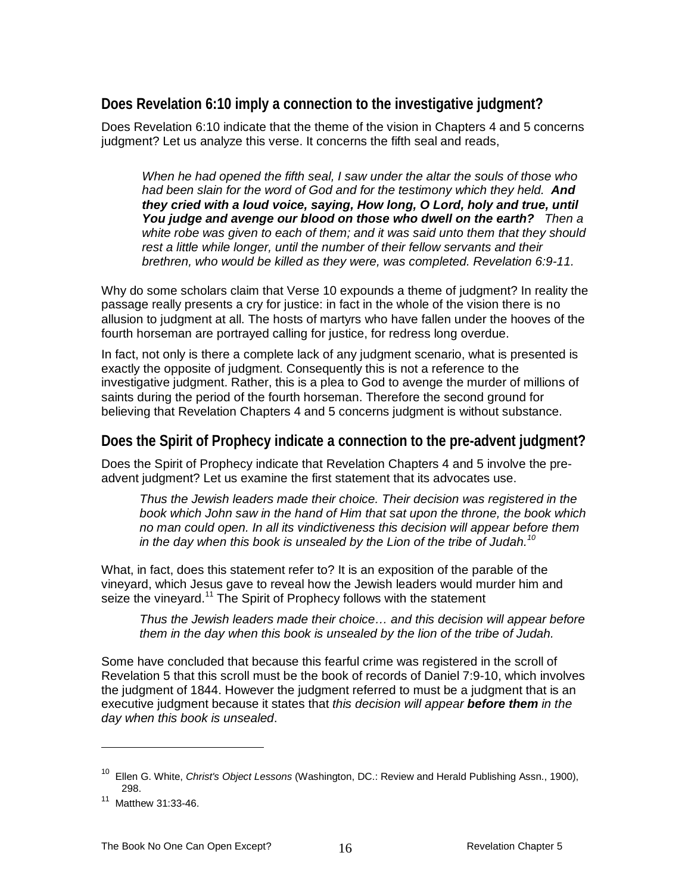## Does Revelation 6:10 imply a connection to the investigative judgment?

Does Revelation 6:10 indicate that the theme of the vision in Chapters 4 and 5 concerns judgment? Let us analyze this verse. It concerns the fifth seal and reads,

> *When he had opened the fifth seal, I saw under the altar the souls of those who had been slain for the word of God and for the testimony which they held.* ***And they cried with a loud voice, saying, How long, O Lord, holy and true, until You judge and avenge our blood on those who dwell on the earth?*** *Then a white robe was given to each of them; and it was said unto them that they should rest a little while longer, until the number of their fellow servants and their brethren, who would be killed as they were, was completed. Revelation 6:9-11.*

Why do some scholars claim that Verse 10 expounds a theme of judgment? In reality the passage really presents a cry for justice: in fact in the whole of the vision there is no allusion to judgment at all. The hosts of martyrs who have fallen under the hooves of the fourth horseman are portrayed calling for justice, for redress long overdue.

In fact, not only is there a complete lack of any judgment scenario, what is presented is exactly the opposite of judgment. Consequently this is not a reference to the investigative judgment. Rather, this is a plea to God to avenge the murder of millions of saints during the period of the fourth horseman. Therefore the second ground for believing that Revelation Chapters 4 and 5 concerns judgment is without substance.

## Does the Spirit of Prophecy indicate a connection to the pre-advent judgment?

Does the Spirit of Prophecy indicate that Revelation Chapters 4 and 5 involve the pre-advent judgment? Let us examine the first statement that its advocates use.

> *Thus the Jewish leaders made their choice. Their decision was registered in the book which John saw in the hand of Him that sat upon the throne, the book which no man could open. In all its vindictiveness this decision will appear before them in the day when this book is unsealed by the Lion of the tribe of Judah.*[10]

What, in fact, does this statement refer to? It is an exposition of the parable of the vineyard, which Jesus gave to reveal how the Jewish leaders would murder him and seize the vineyard.[11] The Spirit of Prophecy follows with the statement

> *Thus the Jewish leaders made their choice… and this decision will appear before them in the day when this book is unsealed by the lion of the tribe of Judah.*

Some have concluded that because this fearful crime was registered in the scroll of Revelation 5 that this scroll must be the book of records of Daniel 7:9-10, which involves the judgment of 1844. However the judgment referred to must be a judgment that is an executive judgment because it states that *this decision will appear* ***before them*** *in the day when this book is unsealed*.

---

[10] Ellen G. White, *Christ's Object Lessons* (Washington, DC.: Review and Herald Publishing Assn., 1900), 298.

[11] Matthew 31:33-46.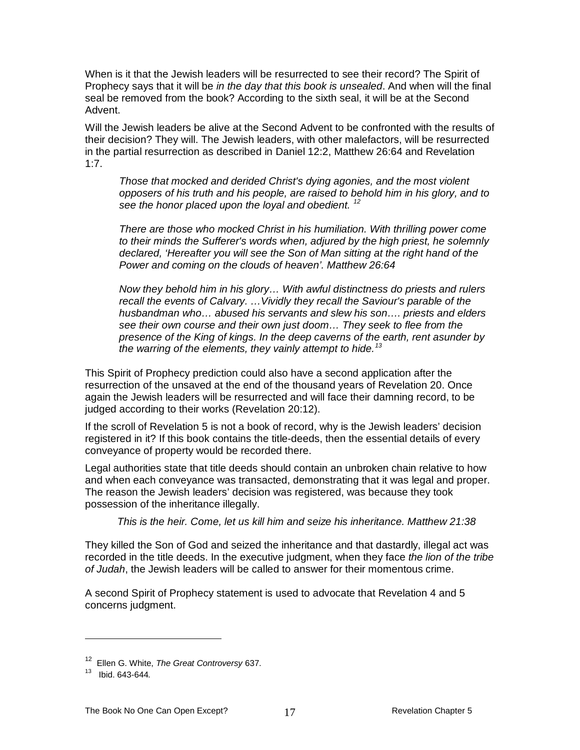When is it that the Jewish leaders will be resurrected to see their record? The Spirit of Prophecy says that it will be *in the day that this book is unsealed*. And when will the final seal be removed from the book? According to the sixth seal, it will be at the Second Advent.

Will the Jewish leaders be alive at the Second Advent to be confronted with the results of their decision? They will. The Jewish leaders, with other malefactors, will be resurrected in the partial resurrection as described in Daniel 12:2, Matthew 26:64 and Revelation 1:7.

> *Those that mocked and derided Christ's dying agonies, and the most violent opposers of his truth and his people, are raised to behold him in his glory, and to see the honor placed upon the loyal and obedient.* [12]
>
> *There are those who mocked Christ in his humiliation. With thrilling power come to their minds the Sufferer's words when, adjured by the high priest, he solemnly declared, 'Hereafter you will see the Son of Man sitting at the right hand of the Power and coming on the clouds of heaven'. Matthew 26:64*
>
> *Now they behold him in his glory… With awful distinctness do priests and rulers recall the events of Calvary. …Vividly they recall the Saviour's parable of the husbandman who… abused his servants and slew his son…. priests and elders see their own course and their own just doom… They seek to flee from the presence of the King of kings. In the deep caverns of the earth, rent asunder by the warring of the elements, they vainly attempt to hide.*[13]

This Spirit of Prophecy prediction could also have a second application after the resurrection of the unsaved at the end of the thousand years of Revelation 20. Once again the Jewish leaders will be resurrected and will face their damning record, to be judged according to their works (Revelation 20:12).

If the scroll of Revelation 5 is not a book of record, why is the Jewish leaders' decision registered in it? If this book contains the title-deeds, then the essential details of every conveyance of property would be recorded there.

Legal authorities state that title deeds should contain an unbroken chain relative to how and when each conveyance was transacted, demonstrating that it was legal and proper. The reason the Jewish leaders' decision was registered, was because they took possession of the inheritance illegally.

> *This is the heir. Come, let us kill him and seize his inheritance. Matthew 21:38*

They killed the Son of God and seized the inheritance and that dastardly, illegal act was recorded in the title deeds. In the executive judgment, when they face *the lion of the tribe of Judah*, the Jewish leaders will be called to answer for their momentous crime.

A second Spirit of Prophecy statement is used to advocate that Revelation 4 and 5 concerns judgment.

---

[12] Ellen G. White, *The Great Controversy* 637.

[13] Ibid. 643-644.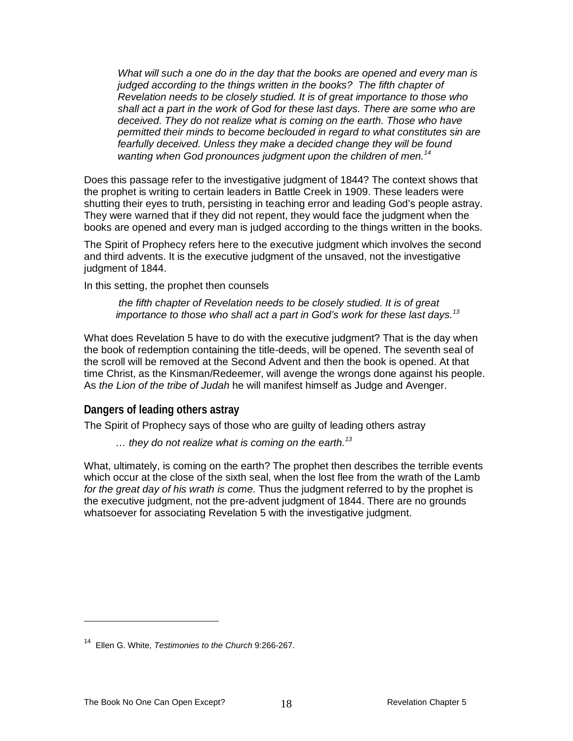> *What will such a one do in the day that the books are opened and every man is judged according to the things written in the books? The fifth chapter of Revelation needs to be closely studied. It is of great importance to those who shall act a part in the work of God for these last days. There are some who are deceived. They do not realize what is coming on the earth. Those who have permitted their minds to become beclouded in regard to what constitutes sin are fearfully deceived. Unless they make a decided change they will be found wanting when God pronounces judgment upon the children of men.*[14]

Does this passage refer to the investigative judgment of 1844? The context shows that the prophet is writing to certain leaders in Battle Creek in 1909. These leaders were shutting their eyes to truth, persisting in teaching error and leading God's people astray. They were warned that if they did not repent, they would face the judgment when the books are opened and every man is judged according to the things written in the books.

The Spirit of Prophecy refers here to the executive judgment which involves the second and third advents. It is the executive judgment of the unsaved, not the investigative judgment of 1844.

In this setting, the prophet then counsels

> *the fifth chapter of Revelation needs to be closely studied. It is of great importance to those who shall act a part in God's work for these last days.*[13]

What does Revelation 5 have to do with the executive judgment? That is the day when the book of redemption containing the title-deeds, will be opened. The seventh seal of the scroll will be removed at the Second Advent and then the book is opened. At that time Christ, as the Kinsman/Redeemer, will avenge the wrongs done against his people. As *the Lion of the tribe of Judah* he will manifest himself as Judge and Avenger.

## Dangers of leading others astray

The Spirit of Prophecy says of those who are guilty of leading others astray

> *… they do not realize what is coming on the earth.*[13]

What, ultimately, is coming on the earth? The prophet then describes the terrible events which occur at the close of the sixth seal, when the lost flee from the wrath of the Lamb *for the great day of his wrath is come.* Thus the judgment referred to by the prophet is the executive judgment, not the pre-advent judgment of 1844. There are no grounds whatsoever for associating Revelation 5 with the investigative judgment.

---

[14] Ellen G. White, *Testimonies to the Church* 9:266-267.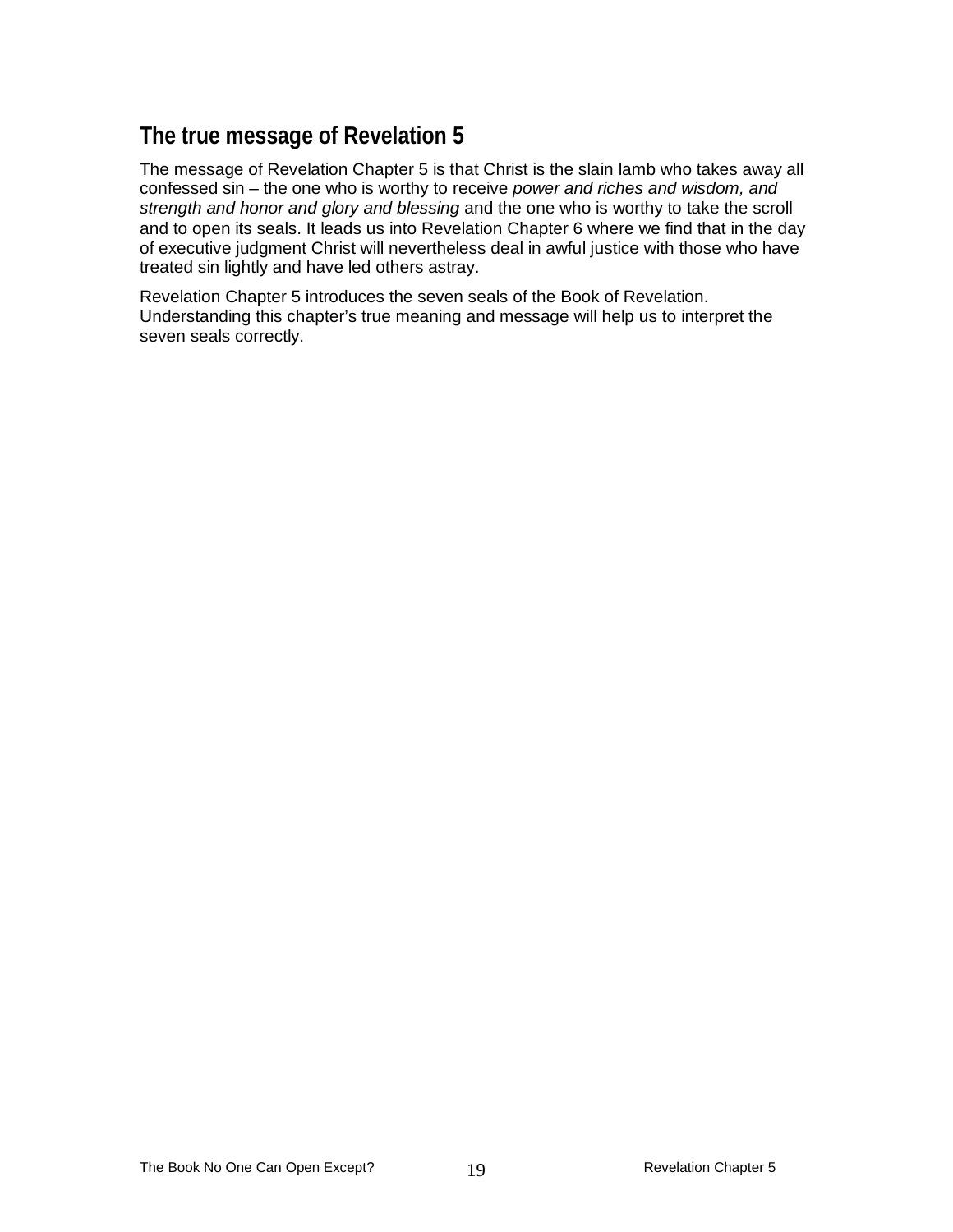## The true message of Revelation 5

The message of Revelation Chapter 5 is that Christ is the slain lamb who takes away all confessed sin – the one who is worthy to receive *power and riches and wisdom, and strength and honor and glory and blessing* and the one who is worthy to take the scroll and to open its seals. It leads us into Revelation Chapter 6 where we find that in the day of executive judgment Christ will nevertheless deal in awful justice with those who have treated sin lightly and have led others astray.

Revelation Chapter 5 introduces the seven seals of the Book of Revelation. Understanding this chapter's true meaning and message will help us to interpret the seven seals correctly.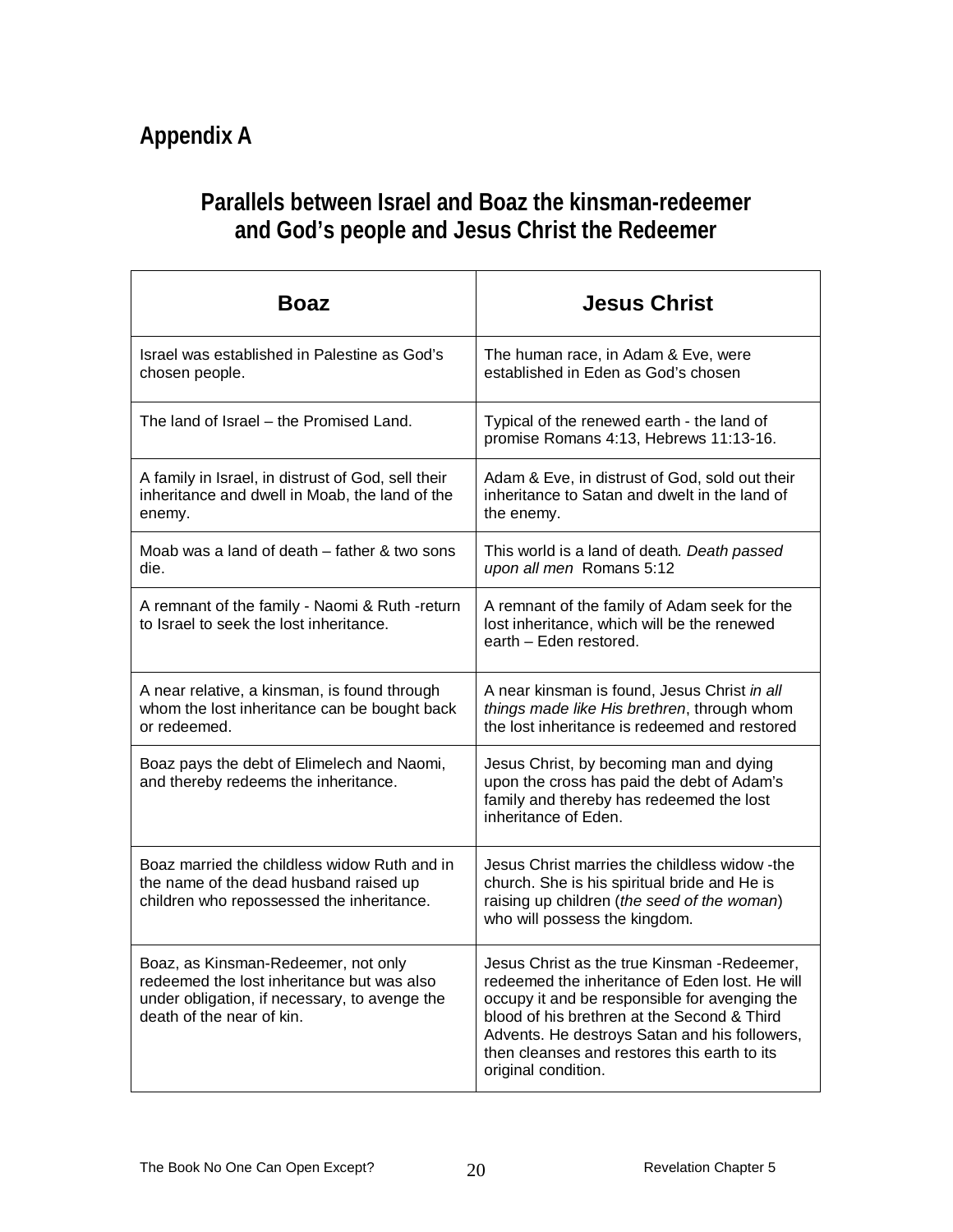## Appendix A

### Parallels between Israel and Boaz the kinsman-redeemer and God's people and Jesus Christ the Redeemer

| Boaz | Jesus Christ |
|---|---|
| Israel was established in Palestine as God's chosen people. | The human race, in Adam & Eve, were established in Eden as God's chosen |
| The land of Israel – the Promised Land. | Typical of the renewed earth - the land of promise Romans 4:13, Hebrews 11:13-16. |
| A family in Israel, in distrust of God, sell their inheritance and dwell in Moab, the land of the enemy. | Adam & Eve, in distrust of God, sold out their inheritance to Satan and dwelt in the land of the enemy. |
| Moab was a land of death – father & two sons die. | This world is a land of death. *Death passed upon all men* Romans 5:12 |
| A remnant of the family - Naomi & Ruth -return to Israel to seek the lost inheritance. | A remnant of the family of Adam seek for the lost inheritance, which will be the renewed earth – Eden restored. |
| A near relative, a kinsman, is found through whom the lost inheritance can be bought back or redeemed. | A near kinsman is found, Jesus Christ *in all things made like His brethren*, through whom the lost inheritance is redeemed and restored |
| Boaz pays the debt of Elimelech and Naomi, and thereby redeems the inheritance. | Jesus Christ, by becoming man and dying upon the cross has paid the debt of Adam's family and thereby has redeemed the lost inheritance of Eden. |
| Boaz married the childless widow Ruth and in the name of the dead husband raised up children who repossessed the inheritance. | Jesus Christ marries the childless widow -the church. She is his spiritual bride and He is raising up children (*the seed of the woman*) who will possess the kingdom. |
| Boaz, as Kinsman-Redeemer, not only redeemed the lost inheritance but was also under obligation, if necessary, to avenge the death of the near of kin. | Jesus Christ as the true Kinsman -Redeemer, redeemed the inheritance of Eden lost. He will occupy it and be responsible for avenging the blood of his brethren at the Second & Third Advents. He destroys Satan and his followers, then cleanses and restores this earth to its original condition. |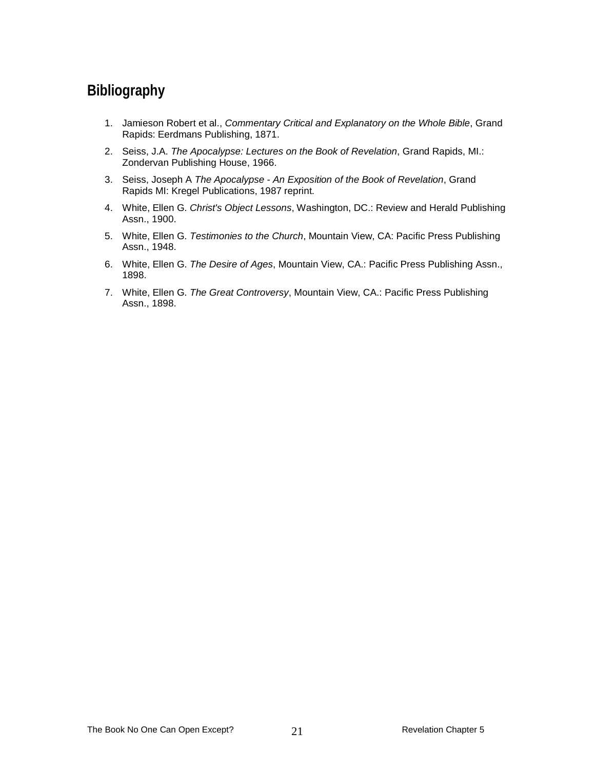## Bibliography

1. Jamieson Robert et al., *Commentary Critical and Explanatory on the Whole Bible*, Grand Rapids: Eerdmans Publishing, 1871.
2. Seiss, J.A. *The Apocalypse: Lectures on the Book of Revelation*, Grand Rapids, MI.: Zondervan Publishing House, 1966.
3. Seiss, Joseph A *The Apocalypse - An Exposition of the Book of Revelation*, Grand Rapids MI: Kregel Publications, 1987 reprint.
4. White, Ellen G. *Christ's Object Lessons*, Washington, DC.: Review and Herald Publishing Assn., 1900.
5. White, Ellen G. *Testimonies to the Church*, Mountain View, CA: Pacific Press Publishing Assn., 1948.
6. White, Ellen G. *The Desire of Ages*, Mountain View, CA.: Pacific Press Publishing Assn., 1898.
7. White, Ellen G. *The Great Controversy*, Mountain View, CA.: Pacific Press Publishing Assn., 1898.